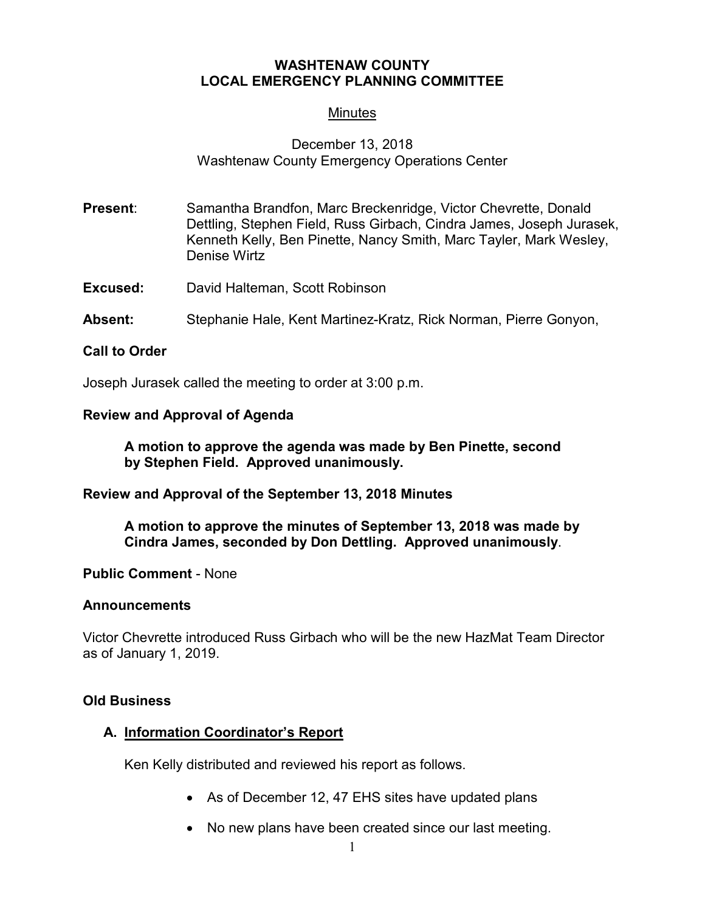# WASHTENAW COUNTY
# LOCAL EMERGENCY PLANNING COMMITTEE

## Minutes

December 13, 2018
Washtenaw County Emergency Operations Center

**Present**: Samantha Brandfon, Marc Breckenridge, Victor Chevrette, Donald Dettling, Stephen Field, Russ Girbach, Cindra James, Joseph Jurasek, Kenneth Kelly, Ben Pinette, Nancy Smith, Marc Tayler, Mark Wesley, Denise Wirtz

**Excused:** David Halteman, Scott Robinson

**Absent:** Stephanie Hale, Kent Martinez-Kratz, Rick Norman, Pierre Gonyon,

**Call to Order**

Joseph Jurasek called the meeting to order at 3:00 p.m.

**Review and Approval of Agenda**

**A motion to approve the agenda was made by Ben Pinette, second by Stephen Field. Approved unanimously.**

**Review and Approval of the September 13, 2018 Minutes**

**A motion to approve the minutes of September 13, 2018 was made by Cindra James, seconded by Don Dettling. Approved unanimously**.

**Public Comment** - None

**Announcements**

Victor Chevrette introduced Russ Girbach who will be the new HazMat Team Director as of January 1, 2019.

**Old Business**

**A. Information Coordinator's Report**

Ken Kelly distributed and reviewed his report as follows.

- As of December 12, 47 EHS sites have updated plans
- No new plans have been created since our last meeting.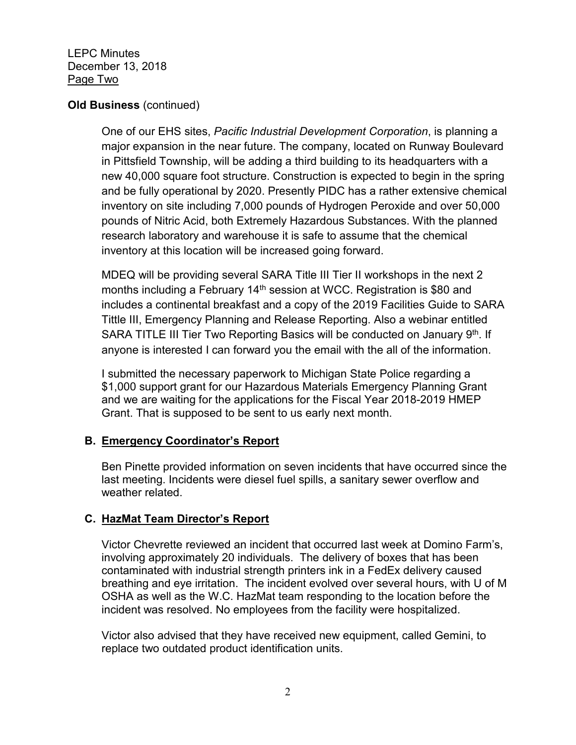**Old Business** (continued)

One of our EHS sites, *Pacific Industrial Development Corporation*, is planning a major expansion in the near future. The company, located on Runway Boulevard in Pittsfield Township, will be adding a third building to its headquarters with a new 40,000 square foot structure. Construction is expected to begin in the spring and be fully operational by 2020. Presently PIDC has a rather extensive chemical inventory on site including 7,000 pounds of Hydrogen Peroxide and over 50,000 pounds of Nitric Acid, both Extremely Hazardous Substances. With the planned research laboratory and warehouse it is safe to assume that the chemical inventory at this location will be increased going forward.

MDEQ will be providing several SARA Title III Tier II workshops in the next 2 months including a February 14th session at WCC. Registration is $80 and includes a continental breakfast and a copy of the 2019 Facilities Guide to SARA Tittle III, Emergency Planning and Release Reporting. Also a webinar entitled SARA TITLE III Tier Two Reporting Basics will be conducted on January 9th. If anyone is interested I can forward you the email with the all of the information.

I submitted the necessary paperwork to Michigan State Police regarding a $1,000 support grant for our Hazardous Materials Emergency Planning Grant and we are waiting for the applications for the Fiscal Year 2018-2019 HMEP Grant. That is supposed to be sent to us early next month.

**B. <u>Emergency Coordinator's Report</u>**

Ben Pinette provided information on seven incidents that have occurred since the last meeting. Incidents were diesel fuel spills, a sanitary sewer overflow and weather related.

**C. <u>HazMat Team Director's Report</u>**

Victor Chevrette reviewed an incident that occurred last week at Domino Farm's, involving approximately 20 individuals. The delivery of boxes that has been contaminated with industrial strength printers ink in a FedEx delivery caused breathing and eye irritation. The incident evolved over several hours, with U of M OSHA as well as the W.C. HazMat team responding to the location before the incident was resolved. No employees from the facility were hospitalized.

Victor also advised that they have received new equipment, called Gemini, to replace two outdated product identification units.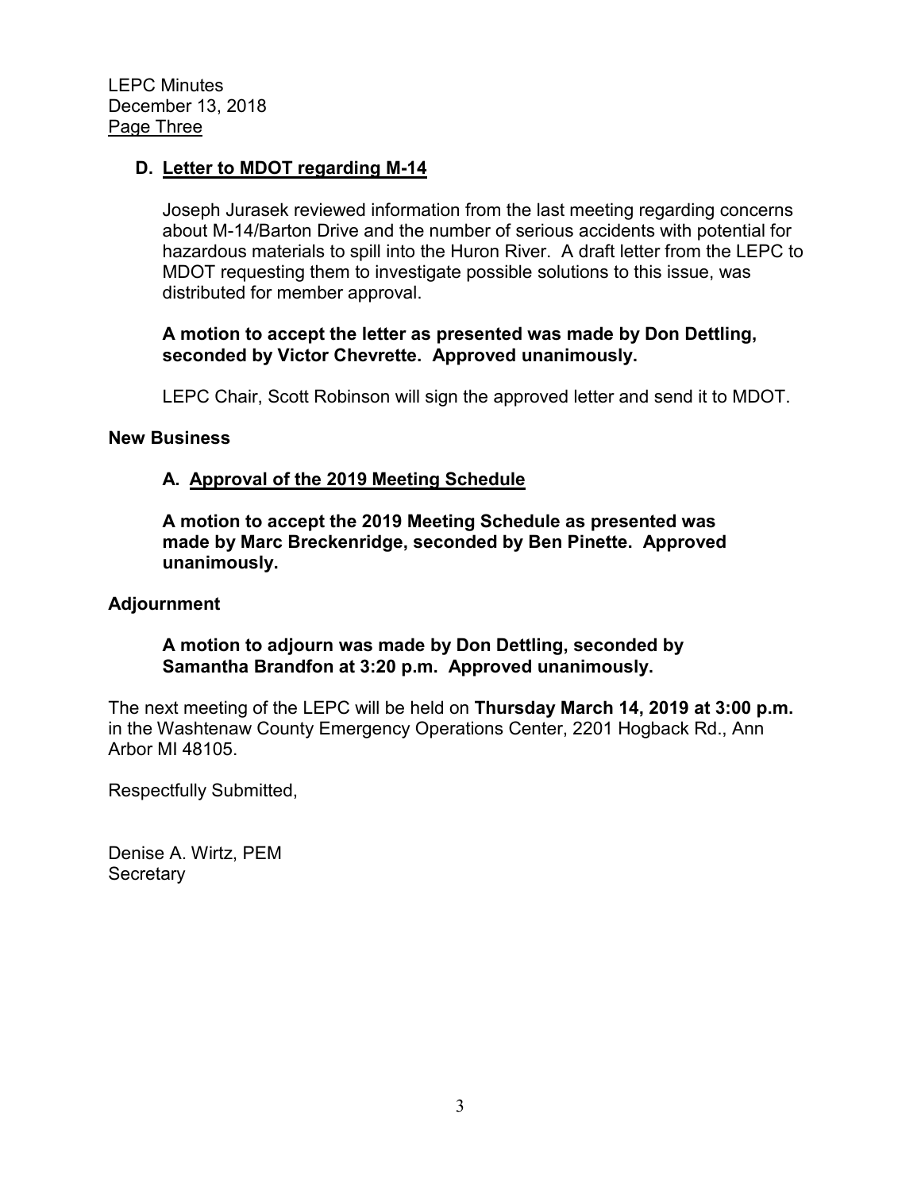### D. Letter to MDOT regarding M-14

Joseph Jurasek reviewed information from the last meeting regarding concerns about M-14/Barton Drive and the number of serious accidents with potential for hazardous materials to spill into the Huron River. A draft letter from the LEPC to MDOT requesting them to investigate possible solutions to this issue, was distributed for member approval.

**A motion to accept the letter as presented was made by Don Dettling, seconded by Victor Chevrette. Approved unanimously.**

LEPC Chair, Scott Robinson will sign the approved letter and send it to MDOT.

## New Business

### A. Approval of the 2019 Meeting Schedule

**A motion to accept the 2019 Meeting Schedule as presented was made by Marc Breckenridge, seconded by Ben Pinette. Approved unanimously.**

## Adjournment

**A motion to adjourn was made by Don Dettling, seconded by Samantha Brandfon at 3:20 p.m. Approved unanimously.**

The next meeting of the LEPC will be held on **Thursday March 14, 2019 at 3:00 p.m.** in the Washtenaw County Emergency Operations Center, 2201 Hogback Rd., Ann Arbor MI 48105.

Respectfully Submitted,

Denise A. Wirtz, PEM
Secretary